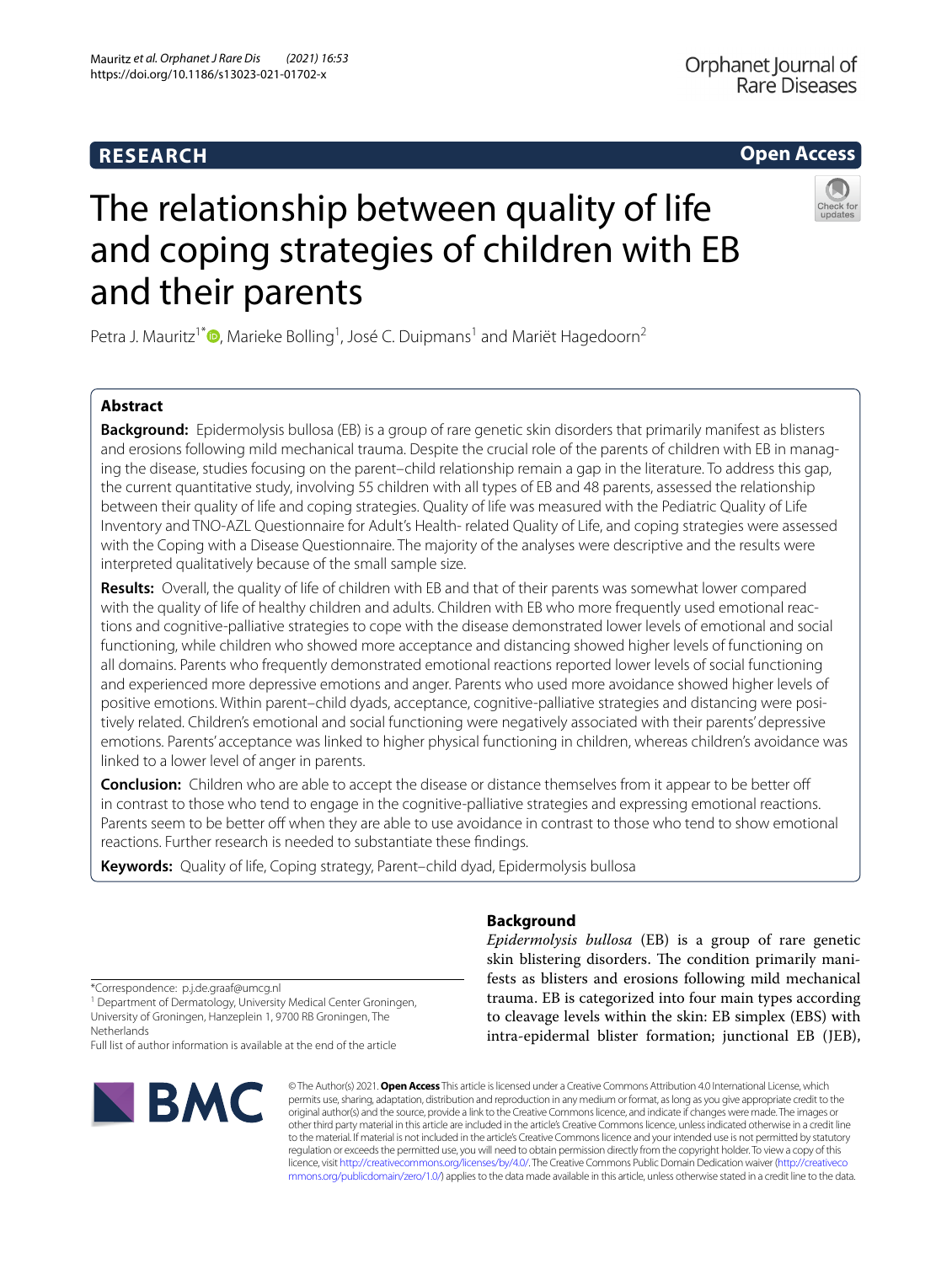RESEARCH

Open Access

# The relationship between quality of life and coping strategies of children with EB and their parents

Petra J. Mauritz[1*], Marieke Bolling[1], José C. Duipmans[1] and Mariët Hagedoorn[2]

## Abstract

**Background:** Epidermolysis bullosa (EB) is a group of rare genetic skin disorders that primarily manifest as blisters and erosions following mild mechanical trauma. Despite the crucial role of the parents of children with EB in managing the disease, studies focusing on the parent–child relationship remain a gap in the literature. To address this gap, the current quantitative study, involving 55 children with all types of EB and 48 parents, assessed the relationship between their quality of life and coping strategies. Quality of life was measured with the Pediatric Quality of Life Inventory and TNO-AZL Questionnaire for Adult's Health- related Quality of Life, and coping strategies were assessed with the Coping with a Disease Questionnaire. The majority of the analyses were descriptive and the results were interpreted qualitatively because of the small sample size.

**Results:** Overall, the quality of life of children with EB and that of their parents was somewhat lower compared with the quality of life of healthy children and adults. Children with EB who more frequently used emotional reactions and cognitive-palliative strategies to cope with the disease demonstrated lower levels of emotional and social functioning, while children who showed more acceptance and distancing showed higher levels of functioning on all domains. Parents who frequently demonstrated emotional reactions reported lower levels of social functioning and experienced more depressive emotions and anger. Parents who used more avoidance showed higher levels of positive emotions. Within parent–child dyads, acceptance, cognitive-palliative strategies and distancing were positively related. Children's emotional and social functioning were negatively associated with their parents' depressive emotions. Parents' acceptance was linked to higher physical functioning in children, whereas children's avoidance was linked to a lower level of anger in parents.

**Conclusion:** Children who are able to accept the disease or distance themselves from it appear to be better off in contrast to those who tend to engage in the cognitive-palliative strategies and expressing emotional reactions. Parents seem to be better off when they are able to use avoidance in contrast to those who tend to show emotional reactions. Further research is needed to substantiate these findings.

**Keywords:** Quality of life, Coping strategy, Parent–child dyad, Epidermolysis bullosa

## Background

*Epidermolysis bullosa* (EB) is a group of rare genetic skin blistering disorders. The condition primarily manifests as blisters and erosions following mild mechanical trauma. EB is categorized into four main types according to cleavage levels within the skin: EB simplex (EBS) with intra-epidermal blister formation; junctional EB (JEB),

*Correspondence: p.j.de.graaf@umcg.nl
[1] Department of Dermatology, University Medical Center Groningen, University of Groningen, Hanzeplein 1, 9700 RB Groningen, The Netherlands
Full list of author information is available at the end of the article

© The Author(s) 2021. **Open Access** This article is licensed under a Creative Commons Attribution 4.0 International License, which permits use, sharing, adaptation, distribution and reproduction in any medium or format, as long as you give appropriate credit to the original author(s) and the source, provide a link to the Creative Commons licence, and indicate if changes were made. The images or other third party material in this article are included in the article's Creative Commons licence, unless indicated otherwise in a credit line to the material. If material is not included in the article's Creative Commons licence and your intended use is not permitted by statutory regulation or exceeds the permitted use, you will need to obtain permission directly from the copyright holder. To view a copy of this licence, visit http://creativecommons.org/licenses/by/4.0/. The Creative Commons Public Domain Dedication waiver (http://creativecommons.org/publicdomain/zero/1.0/) applies to the data made available in this article, unless otherwise stated in a credit line to the data.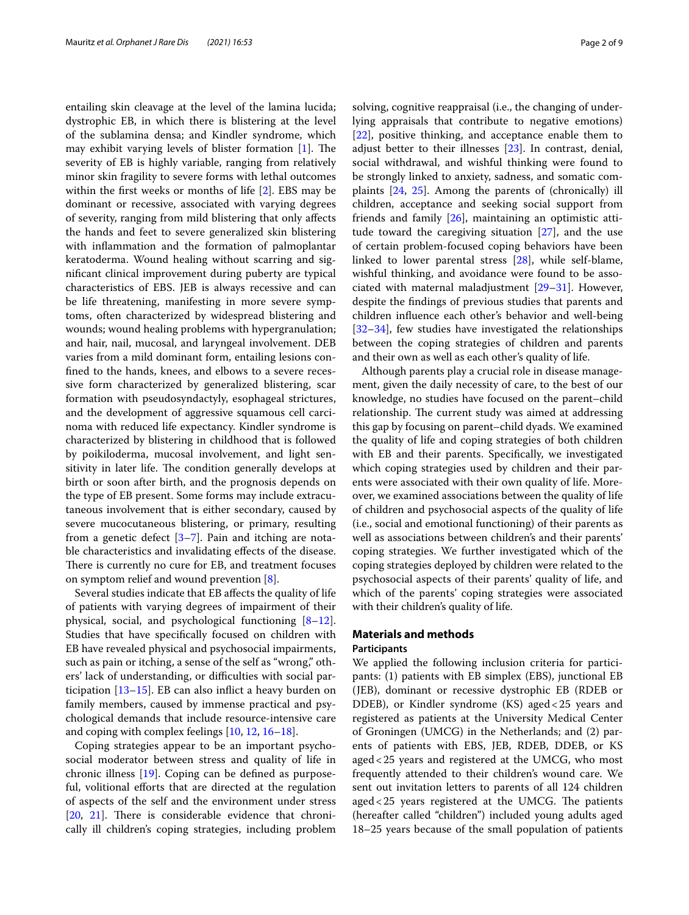entailing skin cleavage at the level of the lamina lucida; dystrophic EB, in which there is blistering at the level of the sublamina densa; and Kindler syndrome, which may exhibit varying levels of blister formation [1]. The severity of EB is highly variable, ranging from relatively minor skin fragility to severe forms with lethal outcomes within the first weeks or months of life [2]. EBS may be dominant or recessive, associated with varying degrees of severity, ranging from mild blistering that only affects the hands and feet to severe generalized skin blistering with inflammation and the formation of palmoplantar keratoderma. Wound healing without scarring and significant clinical improvement during puberty are typical characteristics of EBS. JEB is always recessive and can be life threatening, manifesting in more severe symptoms, often characterized by widespread blistering and wounds; wound healing problems with hypergranulation; and hair, nail, mucosal, and laryngeal involvement. DEB varies from a mild dominant form, entailing lesions confined to the hands, knees, and elbows to a severe recessive form characterized by generalized blistering, scar formation with pseudosyndactyly, esophageal strictures, and the development of aggressive squamous cell carcinoma with reduced life expectancy. Kindler syndrome is characterized by blistering in childhood that is followed by poikiloderma, mucosal involvement, and light sensitivity in later life. The condition generally develops at birth or soon after birth, and the prognosis depends on the type of EB present. Some forms may include extracutaneous involvement that is either secondary, caused by severe mucocutaneous blistering, or primary, resulting from a genetic defect [3–7]. Pain and itching are notable characteristics and invalidating effects of the disease. There is currently no cure for EB, and treatment focuses on symptom relief and wound prevention [8].

Several studies indicate that EB affects the quality of life of patients with varying degrees of impairment of their physical, social, and psychological functioning [8–12]. Studies that have specifically focused on children with EB have revealed physical and psychosocial impairments, such as pain or itching, a sense of the self as "wrong," others' lack of understanding, or difficulties with social participation [13–15]. EB can also inflict a heavy burden on family members, caused by immense practical and psychological demands that include resource-intensive care and coping with complex feelings [10, 12, 16–18].

Coping strategies appear to be an important psychosocial moderator between stress and quality of life in chronic illness [19]. Coping can be defined as purposeful, volitional efforts that are directed at the regulation of aspects of the self and the environment under stress [20, 21]. There is considerable evidence that chronically ill children's coping strategies, including problem solving, cognitive reappraisal (i.e., the changing of underlying appraisals that contribute to negative emotions) [22], positive thinking, and acceptance enable them to adjust better to their illnesses [23]. In contrast, denial, social withdrawal, and wishful thinking were found to be strongly linked to anxiety, sadness, and somatic complaints [24, 25]. Among the parents of (chronically) ill children, acceptance and seeking social support from friends and family [26], maintaining an optimistic attitude toward the caregiving situation [27], and the use of certain problem-focused coping behaviors have been linked to lower parental stress [28], while self-blame, wishful thinking, and avoidance were found to be associated with maternal maladjustment [29–31]. However, despite the findings of previous studies that parents and children influence each other's behavior and well-being [32–34], few studies have investigated the relationships between the coping strategies of children and parents and their own as well as each other's quality of life.

Although parents play a crucial role in disease management, given the daily necessity of care, to the best of our knowledge, no studies have focused on the parent–child relationship. The current study was aimed at addressing this gap by focusing on parent–child dyads. We examined the quality of life and coping strategies of both children with EB and their parents. Specifically, we investigated which coping strategies used by children and their parents were associated with their own quality of life. Moreover, we examined associations between the quality of life of children and psychosocial aspects of the quality of life (i.e., social and emotional functioning) of their parents as well as associations between children's and their parents' coping strategies. We further investigated which of the coping strategies deployed by children were related to the psychosocial aspects of their parents' quality of life, and which of the parents' coping strategies were associated with their children's quality of life.

## Materials and methods

### Participants

We applied the following inclusion criteria for participants: (1) patients with EB simplex (EBS), junctional EB (JEB), dominant or recessive dystrophic EB (RDEB or DDEB), or Kindler syndrome (KS) aged < 25 years and registered as patients at the University Medical Center of Groningen (UMCG) in the Netherlands; and (2) parents of patients with EBS, JEB, RDEB, DDEB, or KS aged < 25 years and registered at the UMCG, who most frequently attended to their children's wound care. We sent out invitation letters to parents of all 124 children aged < 25 years registered at the UMCG. The patients (hereafter called "children") included young adults aged 18–25 years because of the small population of patients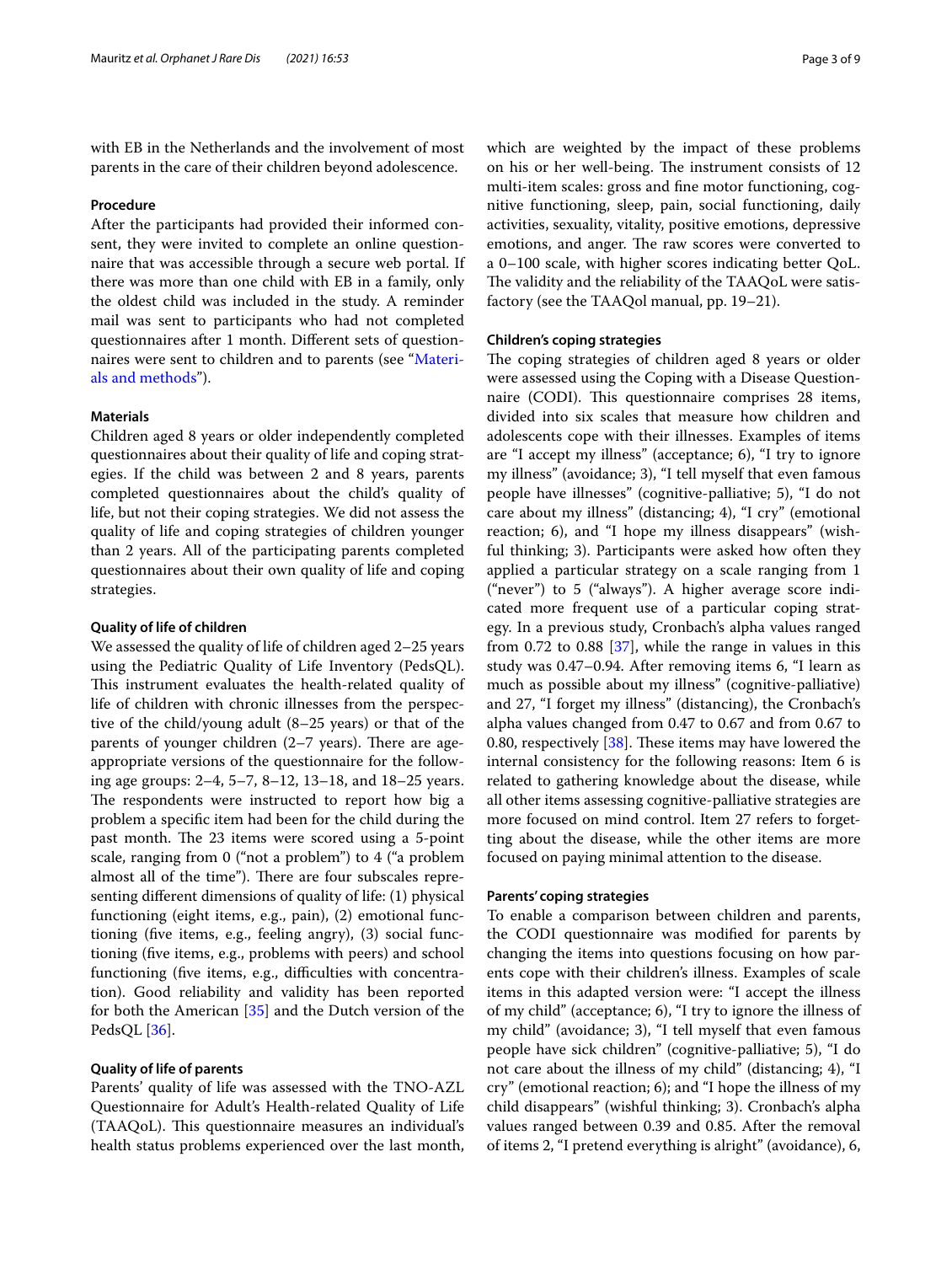with EB in the Netherlands and the involvement of most parents in the care of their children beyond adolescence.

### Procedure

After the participants had provided their informed consent, they were invited to complete an online questionnaire that was accessible through a secure web portal. If there was more than one child with EB in a family, only the oldest child was included in the study. A reminder mail was sent to participants who had not completed questionnaires after 1 month. Different sets of questionnaires were sent to children and to parents (see "Materials and methods").

### Materials

Children aged 8 years or older independently completed questionnaires about their quality of life and coping strategies. If the child was between 2 and 8 years, parents completed questionnaires about the child's quality of life, but not their coping strategies. We did not assess the quality of life and coping strategies of children younger than 2 years. All of the participating parents completed questionnaires about their own quality of life and coping strategies.

### Quality of life of children

We assessed the quality of life of children aged 2–25 years using the Pediatric Quality of Life Inventory (PedsQL). This instrument evaluates the health-related quality of life of children with chronic illnesses from the perspective of the child/young adult (8–25 years) or that of the parents of younger children (2–7 years). There are age-appropriate versions of the questionnaire for the following age groups: 2–4, 5–7, 8–12, 13–18, and 18–25 years. The respondents were instructed to report how big a problem a specific item had been for the child during the past month. The 23 items were scored using a 5-point scale, ranging from 0 ("not a problem") to 4 ("a problem almost all of the time"). There are four subscales representing different dimensions of quality of life: (1) physical functioning (eight items, e.g., pain), (2) emotional functioning (five items, e.g., feeling angry), (3) social functioning (five items, e.g., problems with peers) and school functioning (five items, e.g., difficulties with concentration). Good reliability and validity has been reported for both the American [35] and the Dutch version of the PedsQL [36].

### Quality of life of parents

Parents' quality of life was assessed with the TNO-AZL Questionnaire for Adult's Health-related Quality of Life (TAAQoL). This questionnaire measures an individual's health status problems experienced over the last month, which are weighted by the impact of these problems on his or her well-being. The instrument consists of 12 multi-item scales: gross and fine motor functioning, cognitive functioning, sleep, pain, social functioning, daily activities, sexuality, vitality, positive emotions, depressive emotions, and anger. The raw scores were converted to a 0–100 scale, with higher scores indicating better QoL. The validity and the reliability of the TAAQoL were satisfactory (see the TAAQol manual, pp. 19–21).

### Children's coping strategies

The coping strategies of children aged 8 years or older were assessed using the Coping with a Disease Questionnaire (CODI). This questionnaire comprises 28 items, divided into six scales that measure how children and adolescents cope with their illnesses. Examples of items are "I accept my illness" (acceptance; 6), "I try to ignore my illness" (avoidance; 3), "I tell myself that even famous people have illnesses" (cognitive-palliative; 5), "I do not care about my illness" (distancing; 4), "I cry" (emotional reaction; 6), and "I hope my illness disappears" (wishful thinking; 3). Participants were asked how often they applied a particular strategy on a scale ranging from 1 ("never") to 5 ("always"). A higher average score indicated more frequent use of a particular coping strategy. In a previous study, Cronbach's alpha values ranged from 0.72 to 0.88 [37], while the range in values in this study was 0.47–0.94. After removing items 6, "I learn as much as possible about my illness" (cognitive-palliative) and 27, "I forget my illness" (distancing), the Cronbach's alpha values changed from 0.47 to 0.67 and from 0.67 to 0.80, respectively [38]. These items may have lowered the internal consistency for the following reasons: Item 6 is related to gathering knowledge about the disease, while all other items assessing cognitive-palliative strategies are more focused on mind control. Item 27 refers to forgetting about the disease, while the other items are more focused on paying minimal attention to the disease.

### Parents' coping strategies

To enable a comparison between children and parents, the CODI questionnaire was modified for parents by changing the items into questions focusing on how parents cope with their children's illness. Examples of scale items in this adapted version were: "I accept the illness of my child" (acceptance; 6), "I try to ignore the illness of my child" (avoidance; 3), "I tell myself that even famous people have sick children" (cognitive-palliative; 5), "I do not care about the illness of my child" (distancing; 4), "I cry" (emotional reaction; 6); and "I hope the illness of my child disappears" (wishful thinking; 3). Cronbach's alpha values ranged between 0.39 and 0.85. After the removal of items 2, "I pretend everything is alright" (avoidance), 6,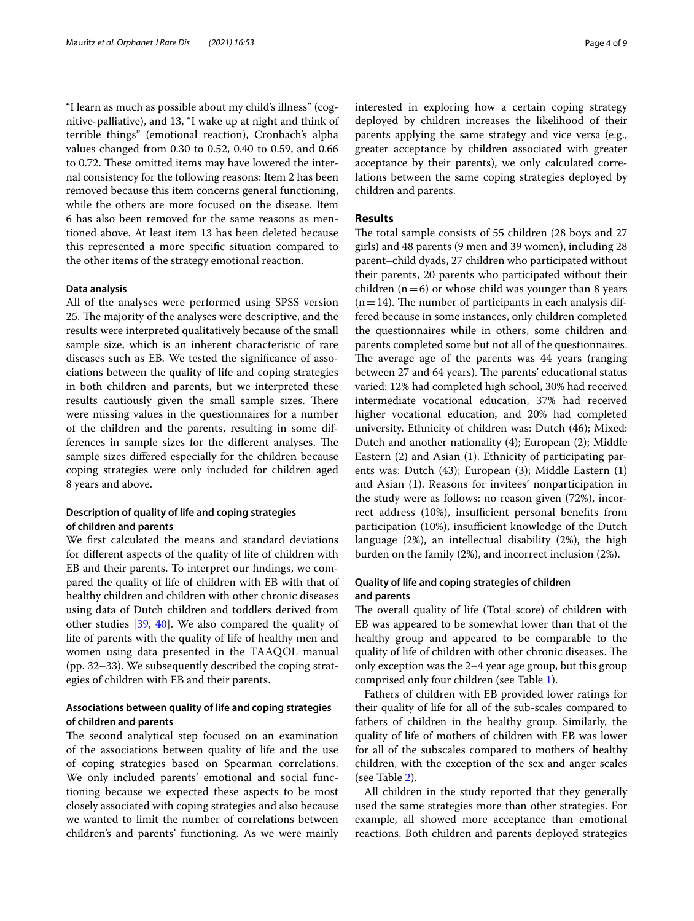"I learn as much as possible about my child's illness" (cognitive-palliative), and 13, "I wake up at night and think of terrible things" (emotional reaction), Cronbach's alpha values changed from 0.30 to 0.52, 0.40 to 0.59, and 0.66 to 0.72. These omitted items may have lowered the internal consistency for the following reasons: Item 2 has been removed because this item concerns general functioning, while the others are more focused on the disease. Item 6 has also been removed for the same reasons as mentioned above. At least item 13 has been deleted because this represented a more specific situation compared to the other items of the strategy emotional reaction.

#### Data analysis

All of the analyses were performed using SPSS version 25. The majority of the analyses were descriptive, and the results were interpreted qualitatively because of the small sample size, which is an inherent characteristic of rare diseases such as EB. We tested the significance of associations between the quality of life and coping strategies in both children and parents, but we interpreted these results cautiously given the small sample sizes. There were missing values in the questionnaires for a number of the children and the parents, resulting in some differences in sample sizes for the different analyses. The sample sizes differed especially for the children because coping strategies were only included for children aged 8 years and above.

#### Description of quality of life and coping strategies of children and parents

We first calculated the means and standard deviations for different aspects of the quality of life of children with EB and their parents. To interpret our findings, we compared the quality of life of children with EB with that of healthy children and children with other chronic diseases using data of Dutch children and toddlers derived from other studies [39, 40]. We also compared the quality of life of parents with the quality of life of healthy men and women using data presented in the TAAQOL manual (pp. 32–33). We subsequently described the coping strategies of children with EB and their parents.

#### Associations between quality of life and coping strategies of children and parents

The second analytical step focused on an examination of the associations between quality of life and the use of coping strategies based on Spearman correlations. We only included parents' emotional and social functioning because we expected these aspects to be most closely associated with coping strategies and also because we wanted to limit the number of correlations between children's and parents' functioning. As we were mainly interested in exploring how a certain coping strategy deployed by children increases the likelihood of their parents applying the same strategy and vice versa (e.g., greater acceptance by children associated with greater acceptance by their parents), we only calculated correlations between the same coping strategies deployed by children and parents.

## Results

The total sample consists of 55 children (28 boys and 27 girls) and 48 parents (9 men and 39 women), including 28 parent–child dyads, 27 children who participated without their parents, 20 parents who participated without their children ($n=6$) or whose child was younger than 8 years ($n=14$). The number of participants in each analysis differed because in some instances, only children completed the questionnaires while in others, some children and parents completed some but not all of the questionnaires. The average age of the parents was 44 years (ranging between 27 and 64 years). The parents' educational status varied: 12% had completed high school, 30% had received intermediate vocational education, 37% had received higher vocational education, and 20% had completed university. Ethnicity of children was: Dutch (46); Mixed: Dutch and another nationality (4); European (2); Middle Eastern (2) and Asian (1). Ethnicity of participating parents was: Dutch (43); European (3); Middle Eastern (1) and Asian (1). Reasons for invitees' nonparticipation in the study were as follows: no reason given (72%), incorrect address (10%), insufficient personal benefits from participation (10%), insufficient knowledge of the Dutch language (2%), an intellectual disability (2%), the high burden on the family (2%), and incorrect inclusion (2%).

#### Quality of life and coping strategies of children and parents

The overall quality of life (Total score) of children with EB was appeared to be somewhat lower than that of the healthy group and appeared to be comparable to the quality of life of children with other chronic diseases. The only exception was the 2–4 year age group, but this group comprised only four children (see Table 1).

Fathers of children with EB provided lower ratings for their quality of life for all of the sub-scales compared to fathers of children in the healthy group. Similarly, the quality of life of mothers of children with EB was lower for all of the subscales compared to mothers of healthy children, with the exception of the sex and anger scales (see Table 2).

All children in the study reported that they generally used the same strategies more than other strategies. For example, all showed more acceptance than emotional reactions. Both children and parents deployed strategies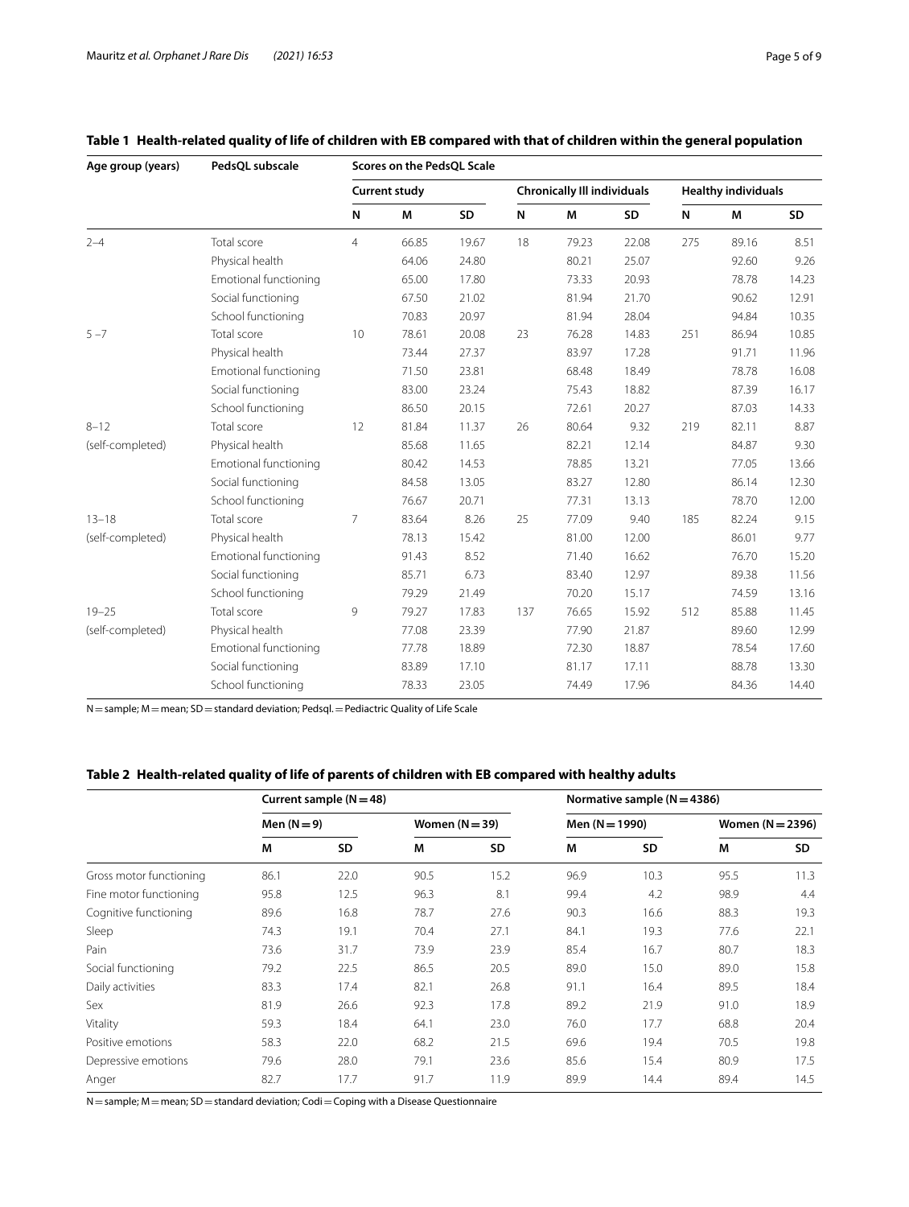**Table 1 Health-related quality of life of children with EB compared with that of children within the general population**

| Age group (years) | PedsQL subscale | Scores on the PedsQL Scale | | | | | | | | |
|---|---|---|---|---|---|---|---|---|---|---|
| | | Current study | | | Chronically Ill individuals | | | Healthy individuals | | |
| | | N | M | SD | N | M | SD | N | M | SD |
| 2–4 | Total score | 4 | 66.85 | 19.67 | 18 | 79.23 | 22.08 | 275 | 89.16 | 8.51 |
| | Physical health | | 64.06 | 24.80 | | 80.21 | 25.07 | | 92.60 | 9.26 |
| | Emotional functioning | | 65.00 | 17.80 | | 73.33 | 20.93 | | 78.78 | 14.23 |
| | Social functioning | | 67.50 | 21.02 | | 81.94 | 21.70 | | 90.62 | 12.91 |
| | School functioning | | 70.83 | 20.97 | | 81.94 | 28.04 | | 94.84 | 10.35 |
| 5 –7 | Total score | 10 | 78.61 | 20.08 | 23 | 76.28 | 14.83 | 251 | 86.94 | 10.85 |
| | Physical health | | 73.44 | 27.37 | | 83.97 | 17.28 | | 91.71 | 11.96 |
| | Emotional functioning | | 71.50 | 23.81 | | 68.48 | 18.49 | | 78.78 | 16.08 |
| | Social functioning | | 83.00 | 23.24 | | 75.43 | 18.82 | | 87.39 | 16.17 |
| | School functioning | | 86.50 | 20.15 | | 72.61 | 20.27 | | 87.03 | 14.33 |
| 8–12 (self-completed) | Total score | 12 | 81.84 | 11.37 | 26 | 80.64 | 9.32 | 219 | 82.11 | 8.87 |
| | Physical health | | 85.68 | 11.65 | | 82.21 | 12.14 | | 84.87 | 9.30 |
| | Emotional functioning | | 80.42 | 14.53 | | 78.85 | 13.21 | | 77.05 | 13.66 |
| | Social functioning | | 84.58 | 13.05 | | 83.27 | 12.80 | | 86.14 | 12.30 |
| | School functioning | | 76.67 | 20.71 | | 77.31 | 13.13 | | 78.70 | 12.00 |
| 13–18 (self-completed) | Total score | 7 | 83.64 | 8.26 | 25 | 77.09 | 9.40 | 185 | 82.24 | 9.15 |
| | Physical health | | 78.13 | 15.42 | | 81.00 | 12.00 | | 86.01 | 9.77 |
| | Emotional functioning | | 91.43 | 8.52 | | 71.40 | 16.62 | | 76.70 | 15.20 |
| | Social functioning | | 85.71 | 6.73 | | 83.40 | 12.97 | | 89.38 | 11.56 |
| | School functioning | | 79.29 | 21.49 | | 70.20 | 15.17 | | 74.59 | 13.16 |
| 19–25 (self-completed) | Total score | 9 | 79.27 | 17.83 | 137 | 76.65 | 15.92 | 512 | 85.88 | 11.45 |
| | Physical health | | 77.08 | 23.39 | | 77.90 | 21.87 | | 89.60 | 12.99 |
| | Emotional functioning | | 77.78 | 18.89 | | 72.30 | 18.87 | | 78.54 | 17.60 |
| | Social functioning | | 83.89 | 17.10 | | 81.17 | 17.11 | | 88.78 | 13.30 |
| | School functioning | | 78.33 | 23.05 | | 74.49 | 17.96 | | 84.36 | 14.40 |

N = sample; M = mean; SD = standard deviation; Pedsql. = Pediactric Quality of Life Scale

**Table 2 Health-related quality of life of parents of children with EB compared with healthy adults**

| | Current sample (N = 48) | | | | Normative sample (N = 4386) | | | |
|---|---|---|---|---|---|---|---|---|
| | Men (N = 9) | | Women (N = 39) | | Men (N = 1990) | | Women (N = 2396) | |
| | M | SD | M | SD | M | SD | M | SD |
| Gross motor functioning | 86.1 | 22.0 | 90.5 | 15.2 | 96.9 | 10.3 | 95.5 | 11.3 |
| Fine motor functioning | 95.8 | 12.5 | 96.3 | 8.1 | 99.4 | 4.2 | 98.9 | 4.4 |
| Cognitive functioning | 89.6 | 16.8 | 78.7 | 27.6 | 90.3 | 16.6 | 88.3 | 19.3 |
| Sleep | 74.3 | 19.1 | 70.4 | 27.1 | 84.1 | 19.3 | 77.6 | 22.1 |
| Pain | 73.6 | 31.7 | 73.9 | 23.9 | 85.4 | 16.7 | 80.7 | 18.3 |
| Social functioning | 79.2 | 22.5 | 86.5 | 20.5 | 89.0 | 15.0 | 89.0 | 15.8 |
| Daily activities | 83.3 | 17.4 | 82.1 | 26.8 | 91.1 | 16.4 | 89.5 | 18.4 |
| Sex | 81.9 | 26.6 | 92.3 | 17.8 | 89.2 | 21.9 | 91.0 | 18.9 |
| Vitality | 59.3 | 18.4 | 64.1 | 23.0 | 76.0 | 17.7 | 68.8 | 20.4 |
| Positive emotions | 58.3 | 22.0 | 68.2 | 21.5 | 69.6 | 19.4 | 70.5 | 19.8 |
| Depressive emotions | 79.6 | 28.0 | 79.1 | 23.6 | 85.6 | 15.4 | 80.9 | 17.5 |
| Anger | 82.7 | 17.7 | 91.7 | 11.9 | 89.9 | 14.4 | 89.4 | 14.5 |

N = sample; M = mean; SD = standard deviation; Codi = Coping with a Disease Questionnaire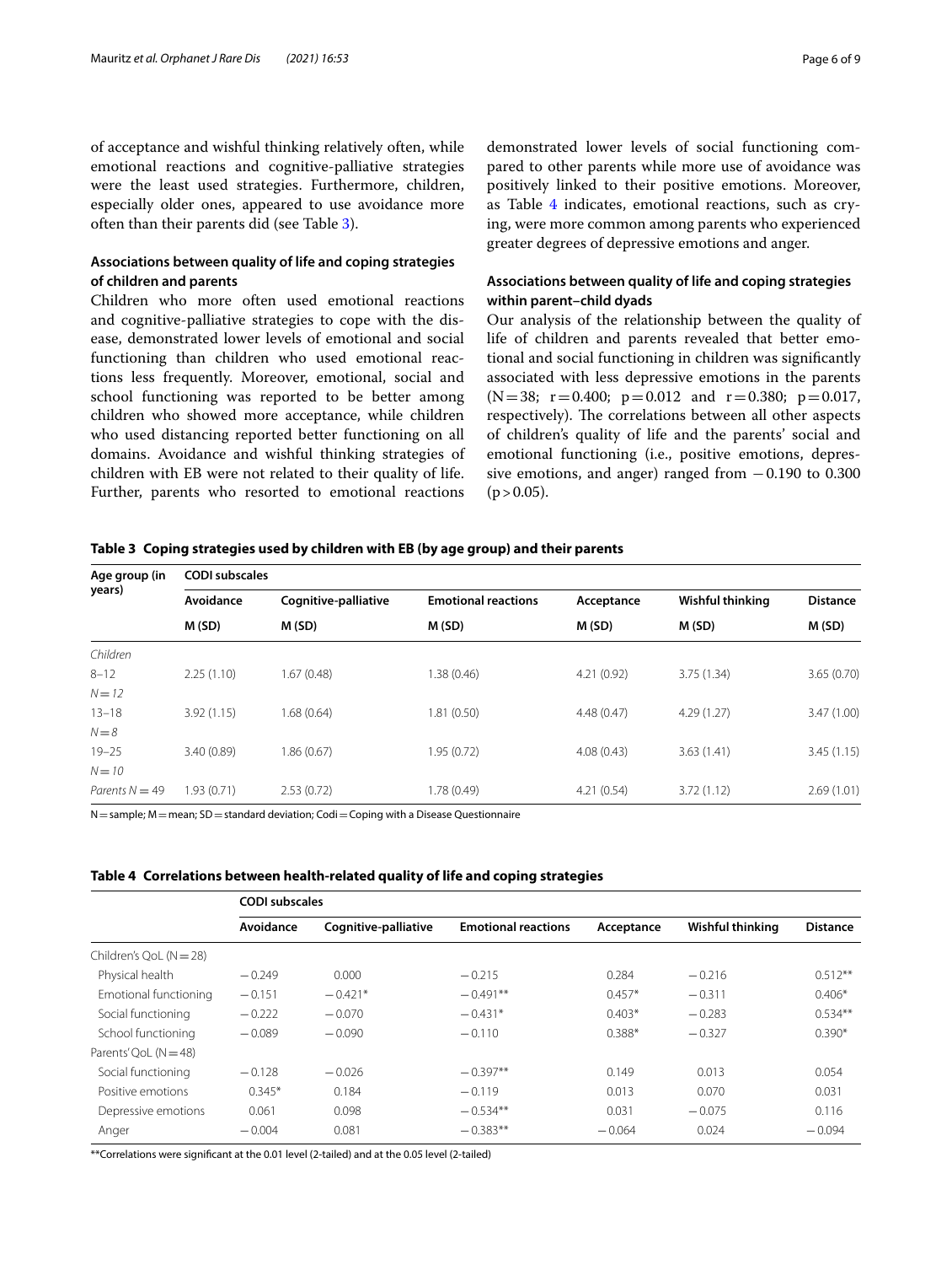of acceptance and wishful thinking relatively often, while emotional reactions and cognitive-palliative strategies were the least used strategies. Furthermore, children, especially older ones, appeared to use avoidance more often than their parents did (see Table 3).

### Associations between quality of life and coping strategies of children and parents

Children who more often used emotional reactions and cognitive-palliative strategies to cope with the disease, demonstrated lower levels of emotional and social functioning than children who used emotional reactions less frequently. Moreover, emotional, social and school functioning was reported to be better among children who showed more acceptance, while children who used distancing reported better functioning on all domains. Avoidance and wishful thinking strategies of children with EB were not related to their quality of life. Further, parents who resorted to emotional reactions demonstrated lower levels of social functioning compared to other parents while more use of avoidance was positively linked to their positive emotions. Moreover, as Table 4 indicates, emotional reactions, such as crying, were more common among parents who experienced greater degrees of depressive emotions and anger.

### Associations between quality of life and coping strategies within parent–child dyads

Our analysis of the relationship between the quality of life of children and parents revealed that better emotional and social functioning in children was significantly associated with less depressive emotions in the parents ($N=38$; $r=0.400$; $p=0.012$ and $r=0.380$; $p=0.017$, respectively). The correlations between all other aspects of children's quality of life and the parents' social and emotional functioning (i.e., positive emotions, depressive emotions, and anger) ranged from $-0.190$ to $0.300$ ($p>0.05$).

**Table 3 Coping strategies used by children with EB (by age group) and their parents**

| Age group (in years) | CODI subscales | | | | | |
|---|---|---|---|---|---|---|
| | Avoidance | Cognitive-palliative | Emotional reactions | Acceptance | Wishful thinking | Distance |
| | M (SD) | M (SD) | M (SD) | M (SD) | M (SD) | M (SD) |
| *Children* | | | | | | |
| 8–12 *N = 12* | 2.25 (1.10) | 1.67 (0.48) | 1.38 (0.46) | 4.21 (0.92) | 3.75 (1.34) | 3.65 (0.70) |
| 13–18 *N = 8* | 3.92 (1.15) | 1.68 (0.64) | 1.81 (0.50) | 4.48 (0.47) | 4.29 (1.27) | 3.47 (1.00) |
| 19–25 *N = 10* | 3.40 (0.89) | 1.86 (0.67) | 1.95 (0.72) | 4.08 (0.43) | 3.63 (1.41) | 3.45 (1.15) |
| *Parents N = 49* | 1.93 (0.71) | 2.53 (0.72) | 1.78 (0.49) | 4.21 (0.54) | 3.72 (1.12) | 2.69 (1.01) |

N = sample; M = mean; SD = standard deviation; Codi = Coping with a Disease Questionnaire

**Table 4 Correlations between health-related quality of life and coping strategies**

| | CODI subscales | | | | | |
|---|---|---|---|---|---|---|
| | Avoidance | Cognitive-palliative | Emotional reactions | Acceptance | Wishful thinking | Distance |
| Children's QoL (N = 28) | | | | | | |
| Physical health | −0.249 | 0.000 | −0.215 | 0.284 | −0.216 | 0.512** |
| Emotional functioning | −0.151 | −0.421* | −0.491** | 0.457* | −0.311 | 0.406* |
| Social functioning | −0.222 | −0.070 | −0.431* | 0.403* | −0.283 | 0.534** |
| School functioning | −0.089 | −0.090 | −0.110 | 0.388* | −0.327 | 0.390* |
| Parents' QoL (N = 48) | | | | | | |
| Social functioning | −0.128 | −0.026 | −0.397** | 0.149 | 0.013 | 0.054 |
| Positive emotions | 0.345* | 0.184 | −0.119 | 0.013 | 0.070 | 0.031 |
| Depressive emotions | 0.061 | 0.098 | −0.534** | 0.031 | −0.075 | 0.116 |
| Anger | −0.004 | 0.081 | −0.383** | −0.064 | 0.024 | −0.094 |

**Correlations were significant at the 0.01 level (2-tailed) and at the 0.05 level (2-tailed)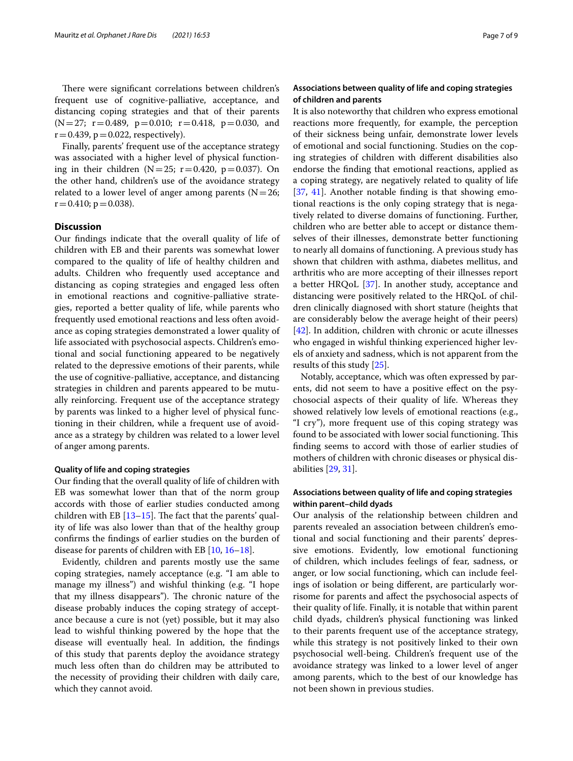There were significant correlations between children's frequent use of cognitive-palliative, acceptance, and distancing coping strategies and that of their parents ($N = 27$; $r = 0.489$, $p = 0.010$; $r = 0.418$, $p = 0.030$, and $r = 0.439$, $p = 0.022$, respectively).

Finally, parents' frequent use of the acceptance strategy was associated with a higher level of physical functioning in their children ($N = 25$; $r = 0.420$, $p = 0.037$). On the other hand, children's use of the avoidance strategy related to a lower level of anger among parents ($N = 26$; $r = 0.410$; $p = 0.038$).

## Discussion

Our findings indicate that the overall quality of life of children with EB and their parents was somewhat lower compared to the quality of life of healthy children and adults. Children who frequently used acceptance and distancing as coping strategies and engaged less often in emotional reactions and cognitive-palliative strategies, reported a better quality of life, while parents who frequently used emotional reactions and less often avoidance as coping strategies demonstrated a lower quality of life associated with psychosocial aspects. Children's emotional and social functioning appeared to be negatively related to the depressive emotions of their parents, while the use of cognitive-palliative, acceptance, and distancing strategies in children and parents appeared to be mutually reinforcing. Frequent use of the acceptance strategy by parents was linked to a higher level of physical functioning in their children, while a frequent use of avoidance as a strategy by children was related to a lower level of anger among parents.

### Quality of life and coping strategies

Our finding that the overall quality of life of children with EB was somewhat lower than that of the norm group accords with those of earlier studies conducted among children with EB [13–15]. The fact that the parents' quality of life was also lower than that of the healthy group confirms the findings of earlier studies on the burden of disease for parents of children with EB [10, 16–18].

Evidently, children and parents mostly use the same coping strategies, namely acceptance (e.g. "I am able to manage my illness") and wishful thinking (e.g. "I hope that my illness disappears"). The chronic nature of the disease probably induces the coping strategy of acceptance because a cure is not (yet) possible, but it may also lead to wishful thinking powered by the hope that the disease will eventually heal. In addition, the findings of this study that parents deploy the avoidance strategy much less often than do children may be attributed to the necessity of providing their children with daily care, which they cannot avoid.

### Associations between quality of life and coping strategies of children and parents

It is also noteworthy that children who express emotional reactions more frequently, for example, the perception of their sickness being unfair, demonstrate lower levels of emotional and social functioning. Studies on the coping strategies of children with different disabilities also endorse the finding that emotional reactions, applied as a coping strategy, are negatively related to quality of life [37, 41]. Another notable finding is that showing emotional reactions is the only coping strategy that is negatively related to diverse domains of functioning. Further, children who are better able to accept or distance themselves of their illnesses, demonstrate better functioning to nearly all domains of functioning. A previous study has shown that children with asthma, diabetes mellitus, and arthritis who are more accepting of their illnesses report a better HRQoL [37]. In another study, acceptance and distancing were positively related to the HRQoL of children clinically diagnosed with short stature (heights that are considerably below the average height of their peers) [42]. In addition, children with chronic or acute illnesses who engaged in wishful thinking experienced higher levels of anxiety and sadness, which is not apparent from the results of this study [25].

Notably, acceptance, which was often expressed by parents, did not seem to have a positive effect on the psychosocial aspects of their quality of life. Whereas they showed relatively low levels of emotional reactions (e.g., "I cry"), more frequent use of this coping strategy was found to be associated with lower social functioning. This finding seems to accord with those of earlier studies of mothers of children with chronic diseases or physical disabilities [29, 31].

### Associations between quality of life and coping strategies within parent–child dyads

Our analysis of the relationship between children and parents revealed an association between children's emotional and social functioning and their parents' depressive emotions. Evidently, low emotional functioning of children, which includes feelings of fear, sadness, or anger, or low social functioning, which can include feelings of isolation or being different, are particularly worrisome for parents and affect the psychosocial aspects of their quality of life. Finally, it is notable that within parent child dyads, children's physical functioning was linked to their parents frequent use of the acceptance strategy, while this strategy is not positively linked to their own psychosocial well-being. Children's frequent use of the avoidance strategy was linked to a lower level of anger among parents, which to the best of our knowledge has not been shown in previous studies.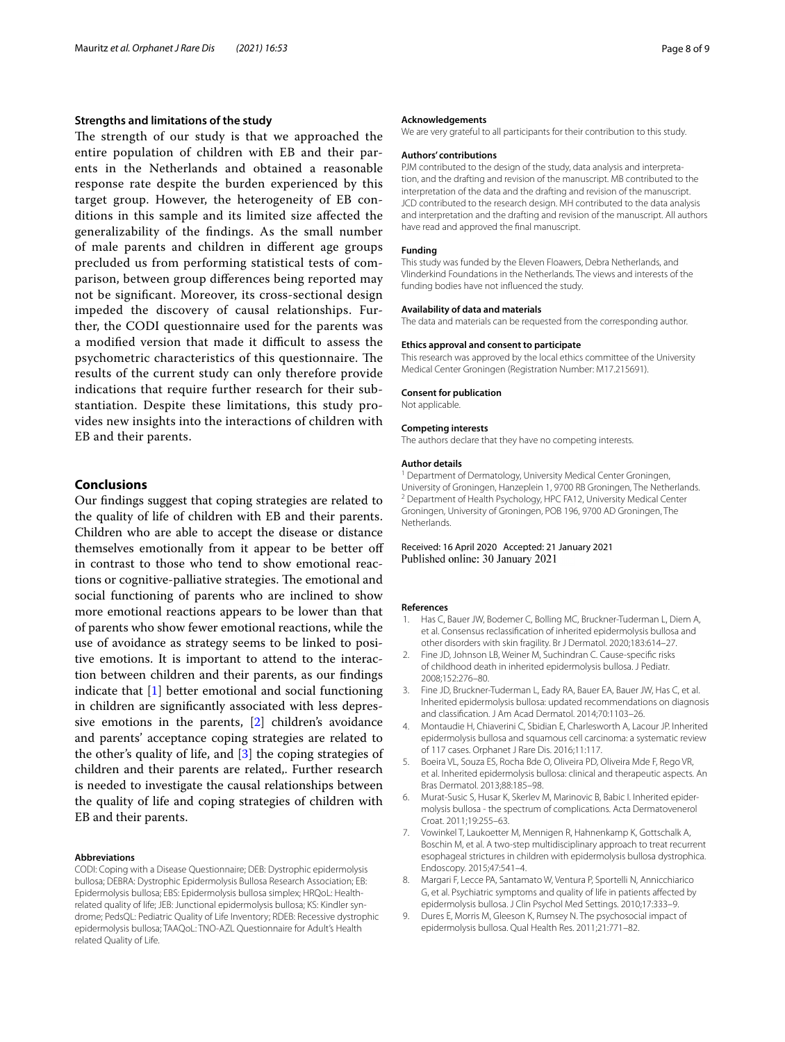### Strengths and limitations of the study

The strength of our study is that we approached the entire population of children with EB and their parents in the Netherlands and obtained a reasonable response rate despite the burden experienced by this target group. However, the heterogeneity of EB conditions in this sample and its limited size affected the generalizability of the findings. As the small number of male parents and children in different age groups precluded us from performing statistical tests of comparison, between group differences being reported may not be significant. Moreover, its cross-sectional design impeded the discovery of causal relationships. Further, the CODI questionnaire used for the parents was a modified version that made it difficult to assess the psychometric characteristics of this questionnaire. The results of the current study can only therefore provide indications that require further research for their substantiation. Despite these limitations, this study provides new insights into the interactions of children with EB and their parents.

## Conclusions

Our findings suggest that coping strategies are related to the quality of life of children with EB and their parents. Children who are able to accept the disease or distance themselves emotionally from it appear to be better off in contrast to those who tend to show emotional reactions or cognitive-palliative strategies. The emotional and social functioning of parents who are inclined to show more emotional reactions appears to be lower than that of parents who show fewer emotional reactions, while the use of avoidance as strategy seems to be linked to positive emotions. It is important to attend to the interaction between children and their parents, as our findings indicate that [1] better emotional and social functioning in children are significantly associated with less depressive emotions in the parents, [2] children's avoidance and parents' acceptance coping strategies are related to the other's quality of life, and [3] the coping strategies of children and their parents are related,. Further research is needed to investigate the causal relationships between the quality of life and coping strategies of children with EB and their parents.

#### Abbreviations

CODI: Coping with a Disease Questionnaire; DEB: Dystrophic epidermolysis bullosa; DEBRA: Dystrophic Epidermolysis Bullosa Research Association; EB: Epidermolysis bullosa; EBS: Epidermolysis bullosa simplex; HRQoL: Health-related quality of life; JEB: Junctional epidermolysis bullosa; KS: Kindler syndrome; PedsQL: Pediatric Quality of Life Inventory; RDEB: Recessive dystrophic epidermolysis bullosa; TAAQoL: TNO-AZL Questionnaire for Adult's Health related Quality of Life.

#### Acknowledgements

We are very grateful to all participants for their contribution to this study.

#### Authors' contributions

PJM contributed to the design of the study, data analysis and interpretation, and the drafting and revision of the manuscript. MB contributed to the interpretation of the data and the drafting and revision of the manuscript. JCD contributed to the research design. MH contributed to the data analysis and interpretation and the drafting and revision of the manuscript. All authors have read and approved the final manuscript.

#### Funding

This study was funded by the Eleven Floawers, Debra Netherlands, and Vlinderkind Foundations in the Netherlands. The views and interests of the funding bodies have not influenced the study.

#### Availability of data and materials

The data and materials can be requested from the corresponding author.

#### Ethics approval and consent to participate

This research was approved by the local ethics committee of the University Medical Center Groningen (Registration Number: M17.215691).

#### Consent for publication

Not applicable.

#### Competing interests

The authors declare that they have no competing interests.

#### Author details

[1] Department of Dermatology, University Medical Center Groningen, University of Groningen, Hanzeplein 1, 9700 RB Groningen, The Netherlands. [2] Department of Health Psychology, HPC FA12, University Medical Center Groningen, University of Groningen, POB 196, 9700 AD Groningen, The Netherlands.

Received: 16 April 2020 Accepted: 21 January 2021
Published online: 30 January 2021

#### References

1. Has C, Bauer JW, Bodemer C, Bolling MC, Bruckner-Tuderman L, Diem A, et al. Consensus reclassification of inherited epidermolysis bullosa and other disorders with skin fragility. Br J Dermatol. 2020;183:614–27.
2. Fine JD, Johnson LB, Weiner M, Suchindran C. Cause-specific risks of childhood death in inherited epidermolysis bullosa. J Pediatr. 2008;152:276–80.
3. Fine JD, Bruckner-Tuderman L, Eady RA, Bauer EA, Bauer JW, Has C, et al. Inherited epidermolysis bullosa: updated recommendations on diagnosis and classification. J Am Acad Dermatol. 2014;70:1103–26.
4. Montaudie H, Chiaverini C, Sbidian E, Charlesworth A, Lacour JP. Inherited epidermolysis bullosa and squamous cell carcinoma: a systematic review of 117 cases. Orphanet J Rare Dis. 2016;11:117.
5. Boeira VL, Souza ES, Rocha Bde O, Oliveira PD, Oliveira Mde F, Rego VR, et al. Inherited epidermolysis bullosa: clinical and therapeutic aspects. An Bras Dermatol. 2013;88:185–98.
6. Murat-Susic S, Husar K, Skerlev M, Marinovic B, Babic I. Inherited epidermolysis bullosa - the spectrum of complications. Acta Dermatovenerol Croat. 2011;19:255–63.
7. Vowinkel T, Laukoetter M, Mennigen R, Hahnenkamp K, Gottschalk A, Boschin M, et al. A two-step multidisciplinary approach to treat recurrent esophageal strictures in children with epidermolysis bullosa dystrophica. Endoscopy. 2015;47:541–4.
8. Margari F, Lecce PA, Santamato W, Ventura P, Sportelli N, Annicchiarico G, et al. Psychiatric symptoms and quality of life in patients affected by epidermolysis bullosa. J Clin Psychol Med Settings. 2010;17:333–9.
9. Dures E, Morris M, Gleeson K, Rumsey N. The psychosocial impact of epidermolysis bullosa. Qual Health Res. 2011;21:771–82.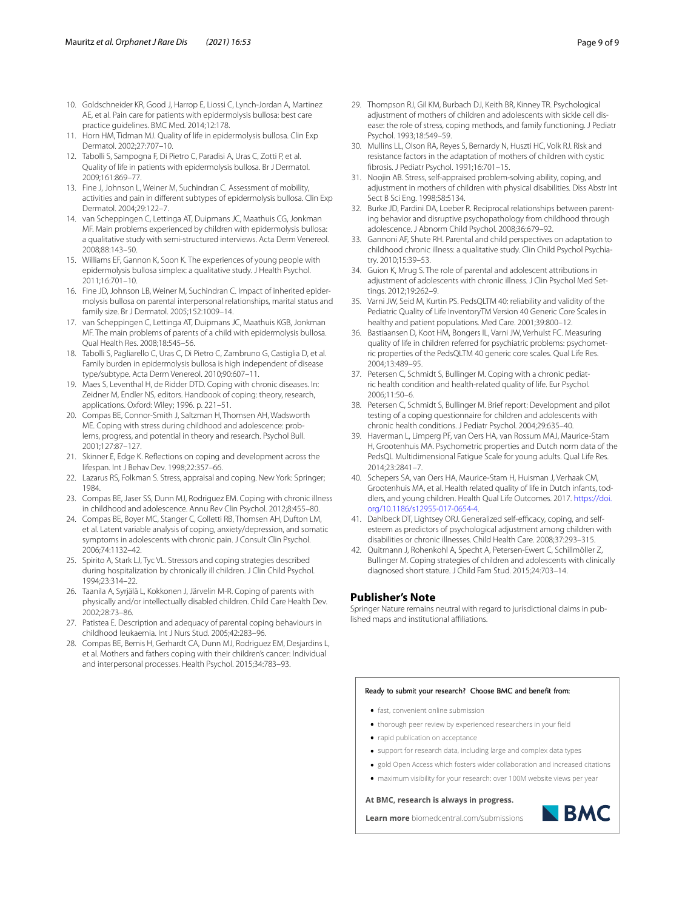10. Goldschneider KR, Good J, Harrop E, Liossi C, Lynch-Jordan A, Martinez AE, et al. Pain care for patients with epidermolysis bullosa: best care practice guidelines. BMC Med. 2014;12:178.
11. Horn HM, Tidman MJ. Quality of life in epidermolysis bullosa. Clin Exp Dermatol. 2002;27:707–10.
12. Tabolli S, Sampogna F, Di Pietro C, Paradisi A, Uras C, Zotti P, et al. Quality of life in patients with epidermolysis bullosa. Br J Dermatol. 2009;161:869–77.
13. Fine J, Johnson L, Weiner M, Suchindran C. Assessment of mobility, activities and pain in different subtypes of epidermolysis bullosa. Clin Exp Dermatol. 2004;29:122–7.
14. van Scheppingen C, Lettinga AT, Duipmans JC, Maathuis CG, Jonkman MF. Main problems experienced by children with epidermolysis bullosa: a qualitative study with semi-structured interviews. Acta Derm Venereol. 2008;88:143–50.
15. Williams EF, Gannon K, Soon K. The experiences of young people with epidermolysis bullosa simplex: a qualitative study. J Health Psychol. 2011;16:701–10.
16. Fine JD, Johnson LB, Weiner M, Suchindran C. Impact of inherited epidermolysis bullosa on parental interpersonal relationships, marital status and family size. Br J Dermatol. 2005;152:1009–14.
17. van Scheppingen C, Lettinga AT, Duipmans JC, Maathuis KGB, Jonkman MF. The main problems of parents of a child with epidermolysis bullosa. Qual Health Res. 2008;18:545–56.
18. Tabolli S, Pagliarello C, Uras C, Di Pietro C, Zambruno G, Castiglia D, et al. Family burden in epidermolysis bullosa is high independent of disease type/subtype. Acta Derm Venereol. 2010;90:607–11.
19. Maes S, Leventhal H, de Ridder DTD. Coping with chronic diseases. In: Zeidner M, Endler NS, editors. Handbook of coping: theory, research, applications. Oxford: Wiley; 1996. p. 221–51.
20. Compas BE, Connor-Smith J, Saltzman H, Thomsen AH, Wadsworth ME. Coping with stress during childhood and adolescence: problems, progress, and potential in theory and research. Psychol Bull. 2001;127:87–127.
21. Skinner E, Edge K. Reflections on coping and development across the lifespan. Int J Behav Dev. 1998;22:357–66.
22. Lazarus RS, Folkman S. Stress, appraisal and coping. New York: Springer; 1984.
23. Compas BE, Jaser SS, Dunn MJ, Rodriguez EM. Coping with chronic illness in childhood and adolescence. Annu Rev Clin Psychol. 2012;8:455–80.
24. Compas BE, Boyer MC, Stanger C, Colletti RB, Thomsen AH, Dufton LM, et al. Latent variable analysis of coping, anxiety/depression, and somatic symptoms in adolescents with chronic pain. J Consult Clin Psychol. 2006;74:1132–42.
25. Spirito A, Stark LJ, Tyc VL. Stressors and coping strategies described during hospitalization by chronically ill children. J Clin Child Psychol. 1994;23:314–22.
26. Taanila A, Syrjälä L, Kokkonen J, Järvelin M-R. Coping of parents with physically and/or intellectually disabled children. Child Care Health Dev. 2002;28:73–86.
27. Patistea E. Description and adequacy of parental coping behaviours in childhood leukaemia. Int J Nurs Stud. 2005;42:283–96.
28. Compas BE, Bemis H, Gerhardt CA, Dunn MJ, Rodriguez EM, Desjardins L, et al. Mothers and fathers coping with their children's cancer: Individual and interpersonal processes. Health Psychol. 2015;34:783–93.
29. Thompson RJ, Gil KM, Burbach DJ, Keith BR, Kinney TR. Psychological adjustment of mothers of children and adolescents with sickle cell disease: the role of stress, coping methods, and family functioning. J Pediatr Psychol. 1993;18:549–59.
30. Mullins LL, Olson RA, Reyes S, Bernardy N, Huszti HC, Volk RJ. Risk and resistance factors in the adaptation of mothers of children with cystic fibrosis. J Pediatr Psychol. 1991;16:701–15.
31. Noojin AB. Stress, self-appraised problem-solving ability, coping, and adjustment in mothers of children with physical disabilities. Diss Abstr Int Sect B Sci Eng. 1998;58:5134.
32. Burke JD, Pardini DA, Loeber R. Reciprocal relationships between parenting behavior and disruptive psychopathology from childhood through adolescence. J Abnorm Child Psychol. 2008;36:679–92.
33. Gannoni AF, Shute RH. Parental and child perspectives on adaptation to childhood chronic illness: a qualitative study. Clin Child Psychol Psychiatry. 2010;15:39–53.
34. Guion K, Mrug S. The role of parental and adolescent attributions in adjustment of adolescents with chronic illness. J Clin Psychol Med Settings. 2012;19:262–9.
35. Varni JW, Seid M, Kurtin PS. PedsQLTM 40: reliability and validity of the Pediatric Quality of Life InventoryTM Version 40 Generic Core Scales in healthy and patient populations. Med Care. 2001;39:800–12.
36. Bastiaansen D, Koot HM, Bongers IL, Varni JW, Verhulst FC. Measuring quality of life in children referred for psychiatric problems: psychometric properties of the PedsQLTM 40 generic core scales. Qual Life Res. 2004;13:489–95.
37. Petersen C, Schmidt S, Bullinger M. Coping with a chronic pediatric health condition and health-related quality of life. Eur Psychol. 2006;11:50–6.
38. Petersen C, Schmidt S, Bullinger M. Brief report: Development and pilot testing of a coping questionnaire for children and adolescents with chronic health conditions. J Pediatr Psychol. 2004;29:635–40.
39. Haverman L, Limperg PF, van Oers HA, van Rossum MAJ, Maurice-Stam H, Grootenhuis MA. Psychometric properties and Dutch norm data of the PedsQL Multidimensional Fatigue Scale for young adults. Qual Life Res. 2014;23:2841–7.
40. Schepers SA, van Oers HA, Maurice-Stam H, Huisman J, Verhaak CM, Grootenhuis MA, et al. Health related quality of life in Dutch infants, toddlers, and young children. Health Qual Life Outcomes. 2017. https://doi.org/10.1186/s12955-017-0654-4.
41. Dahlbeck DT, Lightsey ORJ. Generalized self-efficacy, coping, and self-esteem as predictors of psychological adjustment among children with disabilities or chronic illnesses. Child Health Care. 2008;37:293–315.
42. Quitmann J, Rohenkohl A, Specht A, Petersen-Ewert C, Schillmöller Z, Bullinger M. Coping strategies of children and adolescents with clinically diagnosed short stature. J Child Fam Stud. 2015;24:703–14.

## Publisher's Note

Springer Nature remains neutral with regard to jurisdictional claims in published maps and institutional affiliations.

Ready to submit your research? Choose BMC and benefit from:

- fast, convenient online submission
- thorough peer review by experienced researchers in your field
- rapid publication on acceptance
- support for research data, including large and complex data types
- gold Open Access which fosters wider collaboration and increased citations
- maximum visibility for your research: over 100M website views per year

**At BMC, research is always in progress.**

**Learn more** biomedcentral.com/submissions

BMC